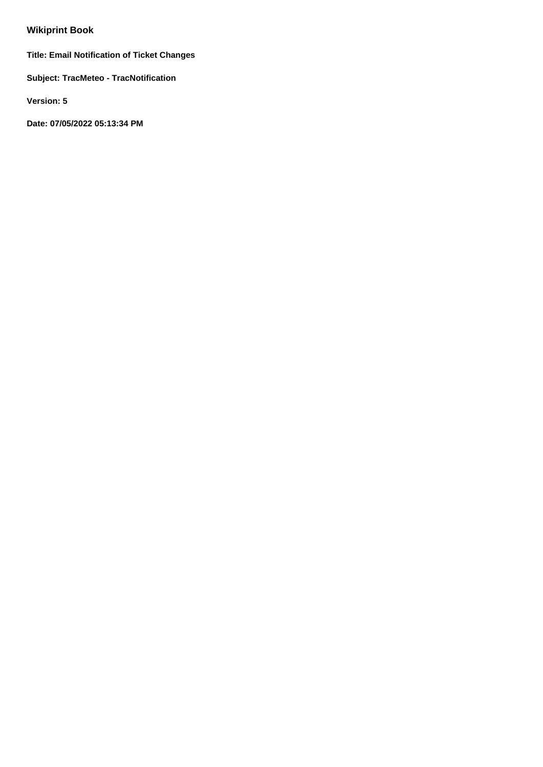# Wikiprint Book

**Title: Email Notification of Ticket Changes**

**Subject: TracMeteo - TracNotification**

**Version: 5**

**Date: 07/05/2022 05:13:34 PM**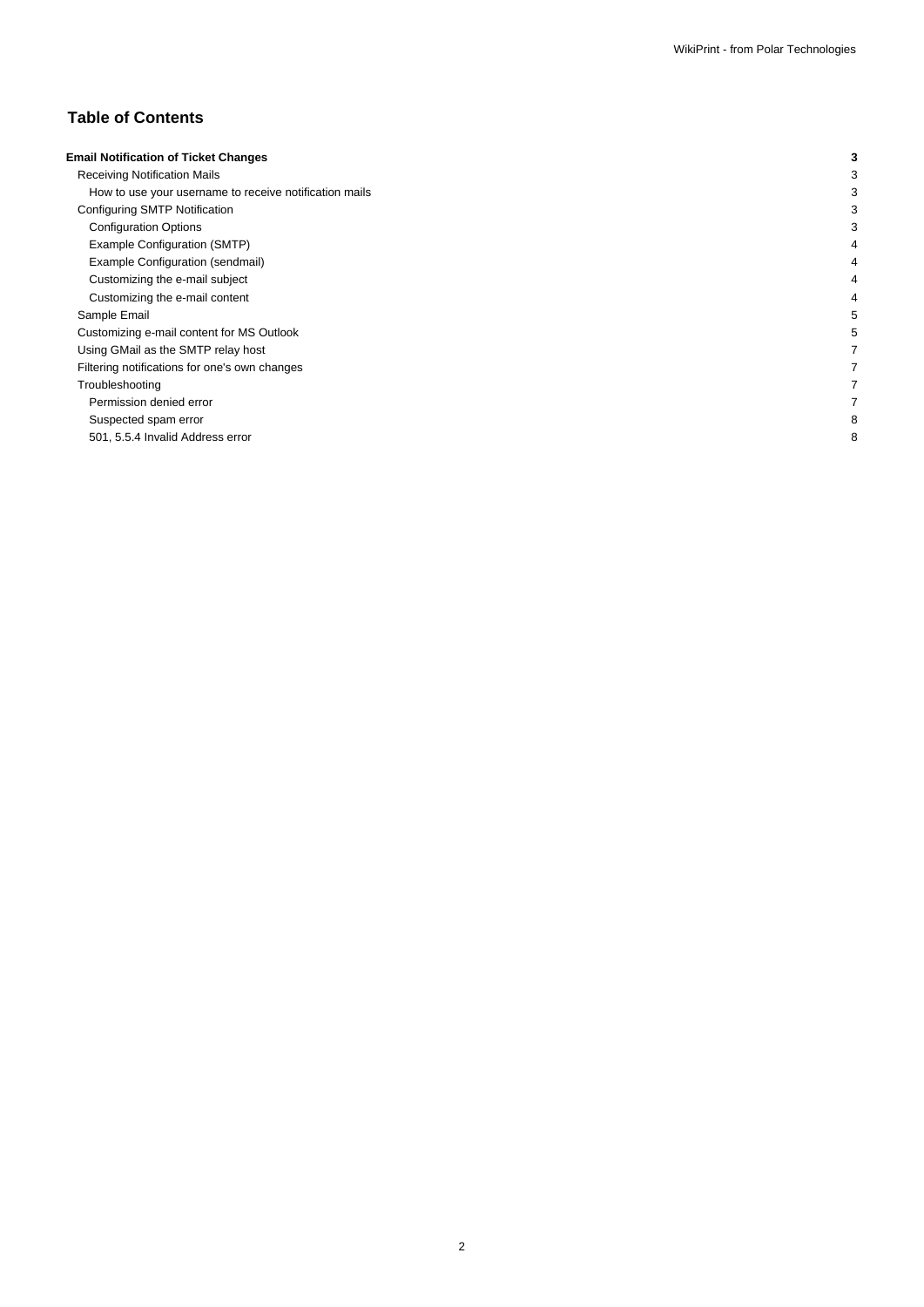# Table of Contents

| | |
|---|---|
| **Email Notification of Ticket Changes** | **3** |
| Receiving Notification Mails | 3 |
| How to use your username to receive notification mails | 3 |
| Configuring SMTP Notification | 3 |
| Configuration Options | 3 |
| Example Configuration (SMTP) | 4 |
| Example Configuration (sendmail) | 4 |
| Customizing the e-mail subject | 4 |
| Customizing the e-mail content | 4 |
| Sample Email | 5 |
| Customizing e-mail content for MS Outlook | 5 |
| Using GMail as the SMTP relay host | 7 |
| Filtering notifications for one's own changes | 7 |
| Troubleshooting | 7 |
| Permission denied error | 7 |
| Suspected spam error | 8 |
| 501, 5.5.4 Invalid Address error | 8 |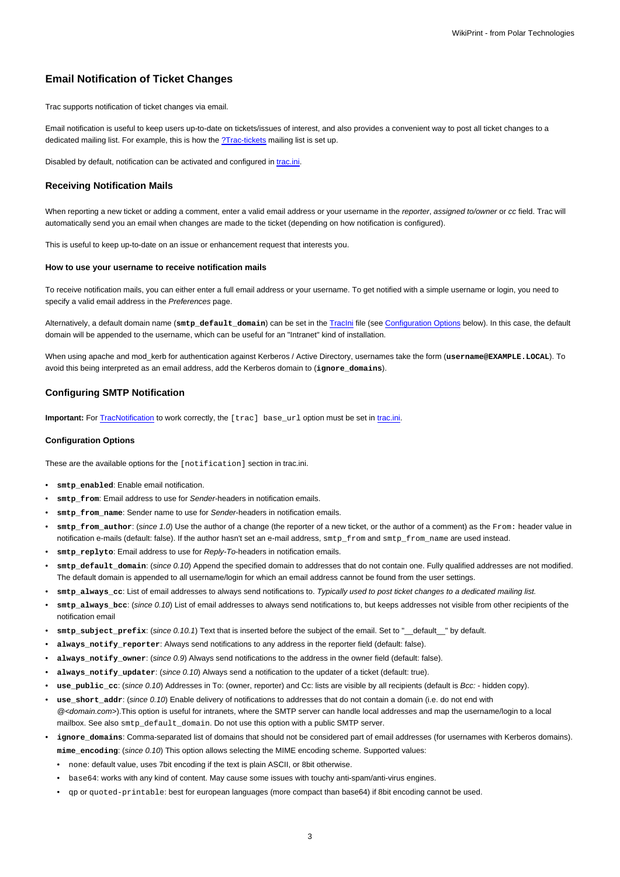## Email Notification of Ticket Changes

Trac supports notification of ticket changes via email.

Email notification is useful to keep users up-to-date on tickets/issues of interest, and also provides a convenient way to post all ticket changes to a dedicated mailing list. For example, this is how the ?Trac-tickets mailing list is set up.

Disabled by default, notification can be activated and configured in trac.ini.

### Receiving Notification Mails

When reporting a new ticket or adding a comment, enter a valid email address or your username in the *reporter*, *assigned to/owner* or *cc* field. Trac will automatically send you an email when changes are made to the ticket (depending on how notification is configured).

This is useful to keep up-to-date on an issue or enhancement request that interests you.

#### How to use your username to receive notification mails

To receive notification mails, you can either enter a full email address or your username. To get notified with a simple username or login, you need to specify a valid email address in the *Preferences* page.

Alternatively, a default domain name (**`smtp_default_domain`**) can be set in the TracIni file (see Configuration Options below). In this case, the default domain will be appended to the username, which can be useful for an "Intranet" kind of installation.

When using apache and mod_kerb for authentication against Kerberos / Active Directory, usernames take the form (**`username@EXAMPLE.LOCAL`**). To avoid this being interpreted as an email address, add the Kerberos domain to (**`ignore_domains`**).

### Configuring SMTP Notification

**Important:** For TracNotification to work correctly, the `[trac] base_url` option must be set in trac.ini.

#### Configuration Options

These are the available options for the `[notification]` section in trac.ini.

- **`smtp_enabled`**: Enable email notification.
- **`smtp_from`**: Email address to use for *Sender*-headers in notification emails.
- **`smtp_from_name`**: Sender name to use for *Sender*-headers in notification emails.
- **`smtp_from_author`**: (*since 1.0*) Use the author of a change (the reporter of a new ticket, or the author of a comment) as the `From:` header value in notification e-mails (default: false). If the author hasn't set an e-mail address, `smtp_from` and `smtp_from_name` are used instead.
- **`smtp_replyto`**: Email address to use for *Reply-To*-headers in notification emails.
- **`smtp_default_domain`**: (*since 0.10*) Append the specified domain to addresses that do not contain one. Fully qualified addresses are not modified. The default domain is appended to all username/login for which an email address cannot be found from the user settings.
- **`smtp_always_cc`**: List of email addresses to always send notifications to. *Typically used to post ticket changes to a dedicated mailing list.*
- **`smtp_always_bcc`**: (*since 0.10*) List of email addresses to always send notifications to, but keeps addresses not visible from other recipients of the notification email
- **`smtp_subject_prefix`**: (*since 0.10.1*) Text that is inserted before the subject of the email. Set to "__default__" by default.
- **`always_notify_reporter`**: Always send notifications to any address in the reporter field (default: false).
- **`always_notify_owner`**: (*since 0.9*) Always send notifications to the address in the owner field (default: false).
- **`always_notify_updater`**: (*since 0.10*) Always send a notification to the updater of a ticket (default: true).
- **`use_public_cc`**: (*since 0.10*) Addresses in To: (owner, reporter) and Cc: lists are visible by all recipients (default is *Bcc:* - hidden copy).
- **`use_short_addr`**: (*since 0.10*) Enable delivery of notifications to addresses that do not contain a domain (i.e. do not end with *@<domain.com>*).This option is useful for intranets, where the SMTP server can handle local addresses and map the username/login to a local mailbox. See also `smtp_default_domain`. Do not use this option with a public SMTP server.
- **`ignore_domains`**: Comma-separated list of domains that should not be considered part of email addresses (for usernames with Kerberos domains). **`mime_encoding`**: (*since 0.10*) This option allows selecting the MIME encoding scheme. Supported values:
  - `none`: default value, uses 7bit encoding if the text is plain ASCII, or 8bit otherwise.
  - `base64`: works with any kind of content. May cause some issues with touchy anti-spam/anti-virus engines.
  - `qp` or `quoted-printable`: best for european languages (more compact than base64) if 8bit encoding cannot be used.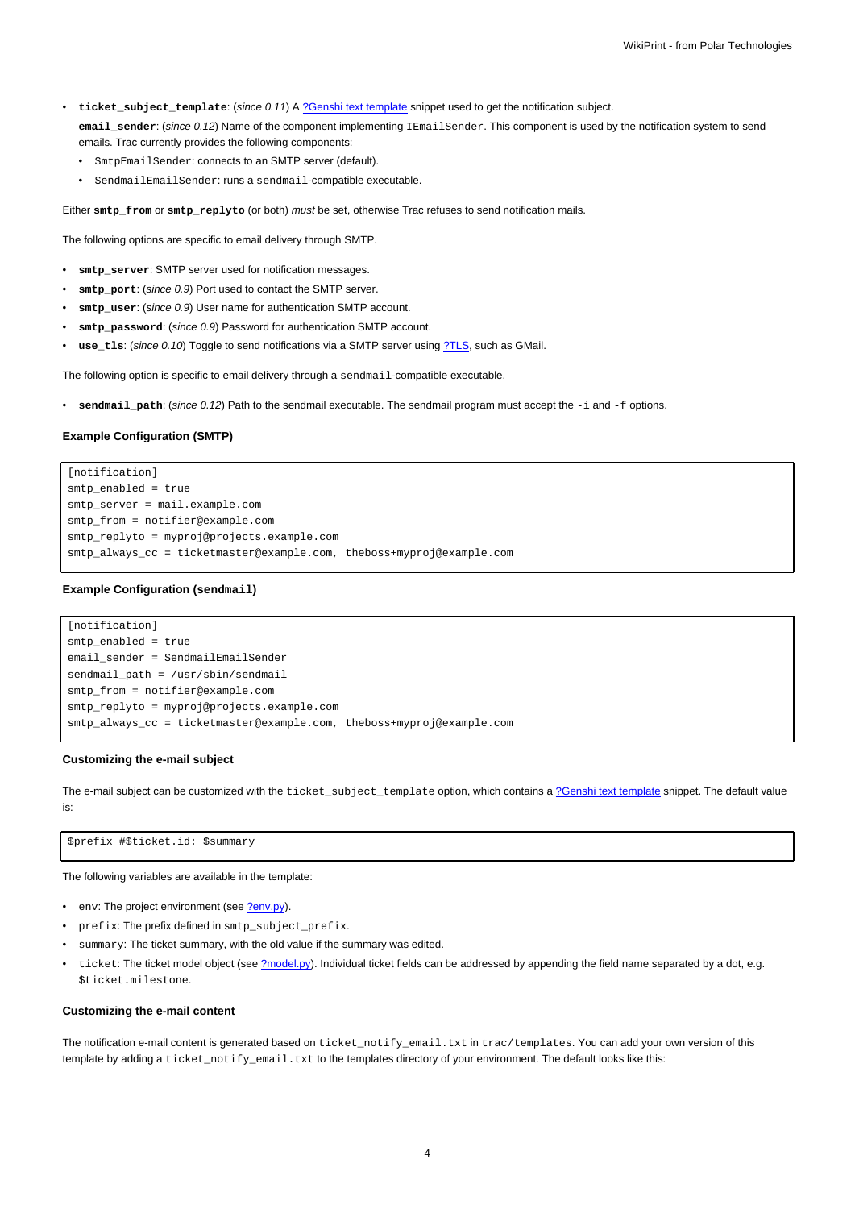- **`ticket_subject_template`**: (*since 0.11*) A [?Genshi text template] snippet used to get the notification subject.

  **`email_sender`**: (*since 0.12*) Name of the component implementing `IEmailSender`. This component is used by the notification system to send emails. Trac currently provides the following components:
    - `SmtpEmailSender`: connects to an SMTP server (default).
    - `SendmailEmailSender`: runs a `sendmail`-compatible executable.

Either **`smtp_from`** or **`smtp_replyto`** (or both) *must* be set, otherwise Trac refuses to send notification mails.

The following options are specific to email delivery through SMTP.

- **`smtp_server`**: SMTP server used for notification messages.
- **`smtp_port`**: (*since 0.9*) Port used to contact the SMTP server.
- **`smtp_user`**: (*since 0.9*) User name for authentication SMTP account.
- **`smtp_password`**: (*since 0.9*) Password for authentication SMTP account.
- **`use_tls`**: (*since 0.10*) Toggle to send notifications via a SMTP server using [?TLS], such as GMail.

The following option is specific to email delivery through a `sendmail`-compatible executable.

- **`sendmail_path`**: (*since 0.12*) Path to the sendmail executable. The sendmail program must accept the `-i` and `-f` options.

#### Example Configuration (SMTP)

```
[notification]
smtp_enabled = true
smtp_server = mail.example.com
smtp_from = notifier@example.com
smtp_replyto = myproj@projects.example.com
smtp_always_cc = ticketmaster@example.com, theboss+myproj@example.com
```

#### Example Configuration (`sendmail`)

```
[notification]
smtp_enabled = true
email_sender = SendmailEmailSender
sendmail_path = /usr/sbin/sendmail
smtp_from = notifier@example.com
smtp_replyto = myproj@projects.example.com
smtp_always_cc = ticketmaster@example.com, theboss+myproj@example.com
```

#### Customizing the e-mail subject

The e-mail subject can be customized with the `ticket_subject_template` option, which contains a [?Genshi text template] snippet. The default value is:

```
$prefix #$ticket.id: $summary
```

The following variables are available in the template:

- `env`: The project environment (see [?env.py]).
- `prefix`: The prefix defined in `smtp_subject_prefix`.
- `summary`: The ticket summary, with the old value if the summary was edited.
- `ticket`: The ticket model object (see [?model.py]). Individual ticket fields can be addressed by appending the field name separated by a dot, e.g. `$ticket.milestone`.

#### Customizing the e-mail content

The notification e-mail content is generated based on `ticket_notify_email.txt` in `trac/templates`. You can add your own version of this template by adding a `ticket_notify_email.txt` to the templates directory of your environment. The default looks like this: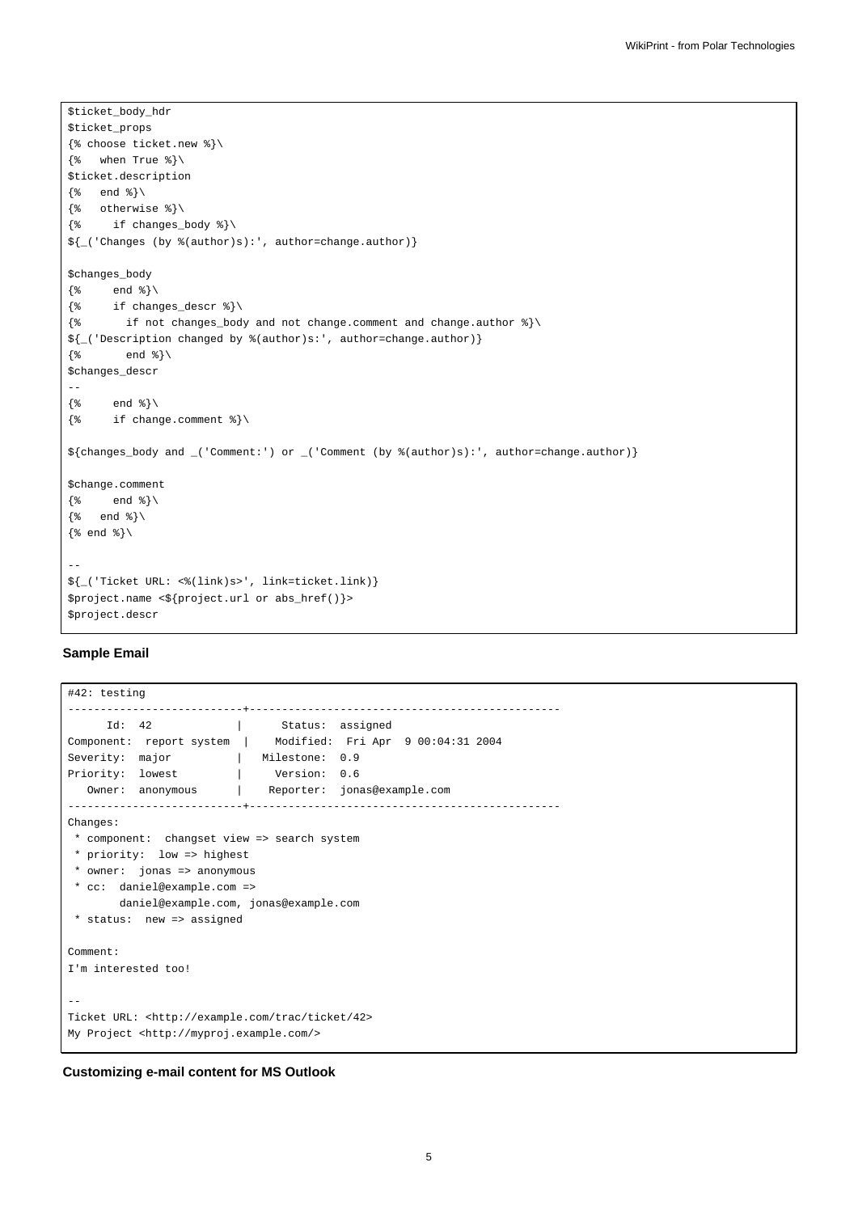```
$ticket_body_hdr
$ticket_props
{% choose ticket.new %}\
{%   when True %}\
$ticket.description
{%   end %}\
{%   otherwise %}\
{%     if changes_body %}\
${_('Changes (by %(author)s):', author=change.author)}

$changes_body
{%     end %}\
{%     if changes_descr %}\
{%       if not changes_body and not change.comment and change.author %}\
${_('Description changed by %(author)s:', author=change.author)}
{%       end %}\
$changes_descr
--
{%     end %}\
{%     if change.comment %}\

${changes_body and _('Comment:') or _('Comment (by %(author)s):', author=change.author)}

$change.comment
{%     end %}\
{%   end %}\
{% end %}\

--
${_('Ticket URL: <%(link)s>', link=ticket.link)}
$project.name <${project.url or abs_href()}>
$project.descr
```

**Sample Email**

```
#42: testing
---------------------------+------------------------------------------------
      Id:  42              |      Status:  assigned
Component:  report system  |    Modified:  Fri Apr  9 00:04:31 2004
Severity:  major           |   Milestone:  0.9
Priority:  lowest          |     Version:  0.6
   Owner:  anonymous       |    Reporter:  jonas@example.com
---------------------------+------------------------------------------------
Changes:
 * component:  changset view => search system
 * priority:  low => highest
 * owner:  jonas => anonymous
 * cc:  daniel@example.com =>
        daniel@example.com, jonas@example.com
 * status:  new => assigned

Comment:
I'm interested too!

--
Ticket URL: <http://example.com/trac/ticket/42>
My Project <http://myproj.example.com/>
```

**Customizing e-mail content for MS Outlook**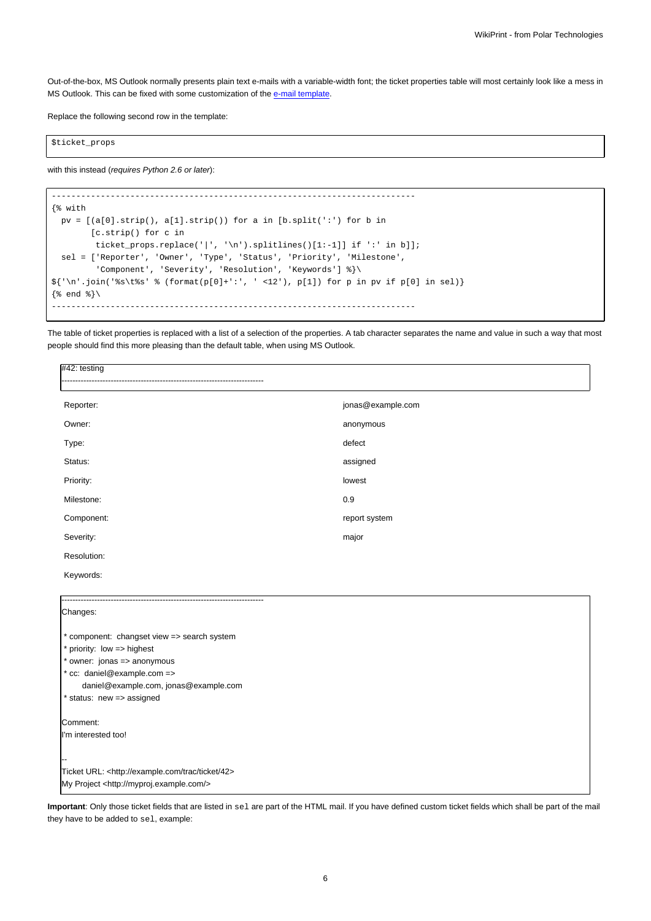Out-of-the-box, MS Outlook normally presents plain text e-mails with a variable-width font; the ticket properties table will most certainly look like a mess in MS Outlook. This can be fixed with some customization of the e-mail template.

Replace the following second row in the template:

```
$ticket_props
```

with this instead (*requires Python 2.6 or later*):

```
--------------------------------------------------------------------------
{% with
  pv = [(a[0].strip(), a[1].strip()) for a in [b.split(':') for b in
        [c.strip() for c in
         ticket_props.replace('|', '\n').splitlines()[1:-1]] if ':' in b]];
  sel = ['Reporter', 'Owner', 'Type', 'Status', 'Priority', 'Milestone',
         'Component', 'Severity', 'Resolution', 'Keywords'] %}\
${'\n'.join('%s\t%s' % (format(p[0]+':', ' <12'), p[1]) for p in pv if p[0] in sel)}
{% end %}\
--------------------------------------------------------------------------
```

The table of ticket properties is replaced with a list of a selection of the properties. A tab character separates the name and value in such a way that most people should find this more pleasing than the default table, when using MS Outlook.

```
#42: testing
--------------------------------------------------------------------------
```

| | |
|---|---|
| Reporter: | jonas@example.com |
| Owner: | anonymous |
| Type: | defect |
| Status: | assigned |
| Priority: | lowest |
| Milestone: | 0.9 |
| Component: | report system |
| Severity: | major |
| Resolution: | |
| Keywords: | |

```
--------------------------------------------------------------------------
Changes:

 * component:  changset view => search system
 * priority:  low => highest
 * owner:  jonas => anonymous
 * cc:  daniel@example.com =>
      daniel@example.com, jonas@example.com
 * status:  new => assigned

Comment:
I'm interested too!

--
Ticket URL: <http://example.com/trac/ticket/42>
My Project <http://myproj.example.com/>
```

**Important**: Only those ticket fields that are listed in `sel` are part of the HTML mail. If you have defined custom ticket fields which shall be part of the mail they have to be added to `sel`, example: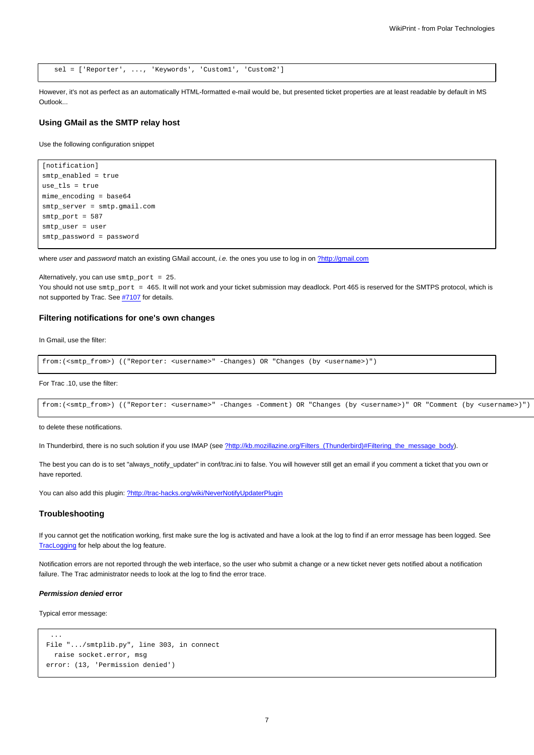```
sel = ['Reporter', ..., 'Keywords', 'Custom1', 'Custom2']
```

However, it's not as perfect as an automatically HTML-formatted e-mail would be, but presented ticket properties are at least readable by default in MS Outlook...

### Using GMail as the SMTP relay host

Use the following configuration snippet

```
[notification]
smtp_enabled = true
use_tls = true
mime_encoding = base64
smtp_server = smtp.gmail.com
smtp_port = 587
smtp_user = user
smtp_password = password
```

where *user* and *password* match an existing GMail account, *i.e.* the ones you use to log in on [?http://gmail.com](http://gmail.com)

Alternatively, you can use `smtp_port = 25`.
You should not use `smtp_port = 465`. It will not work and your ticket submission may deadlock. Port 465 is reserved for the SMTPS protocol, which is not supported by Trac. See [#7107](#7107) for details.

### Filtering notifications for one's own changes

In Gmail, use the filter:

```
from:(<smtp_from>) (("Reporter: <username>" -Changes) OR "Changes (by <username>)")
```

For Trac .10, use the filter:

```
from:(<smtp_from>) (("Reporter: <username>" -Changes -Comment) OR "Changes (by <username>)" OR "Comment (by <username>)")
```

to delete these notifications.

In Thunderbird, there is no such solution if you use IMAP (see [?http://kb.mozillazine.org/Filters_(Thunderbird)#Filtering_the_message_body](http://kb.mozillazine.org/Filters_(Thunderbird)#Filtering_the_message_body)).

The best you can do is to set "always_notify_updater" in conf/trac.ini to false. You will however still get an email if you comment a ticket that you own or have reported.

You can also add this plugin: [?http://trac-hacks.org/wiki/NeverNotifyUpdaterPlugin](http://trac-hacks.org/wiki/NeverNotifyUpdaterPlugin)

### Troubleshooting

If you cannot get the notification working, first make sure the log is activated and have a look at the log to find if an error message has been logged. See [TracLogging](TracLogging) for help about the log feature.

Notification errors are not reported through the web interface, so the user who submit a change or a new ticket never gets notified about a notification failure. The Trac administrator needs to look at the log to find the error trace.

#### *Permission denied* error

Typical error message:

```
  ...
 File ".../smtplib.py", line 303, in connect
   raise socket.error, msg
 error: (13, 'Permission denied')
```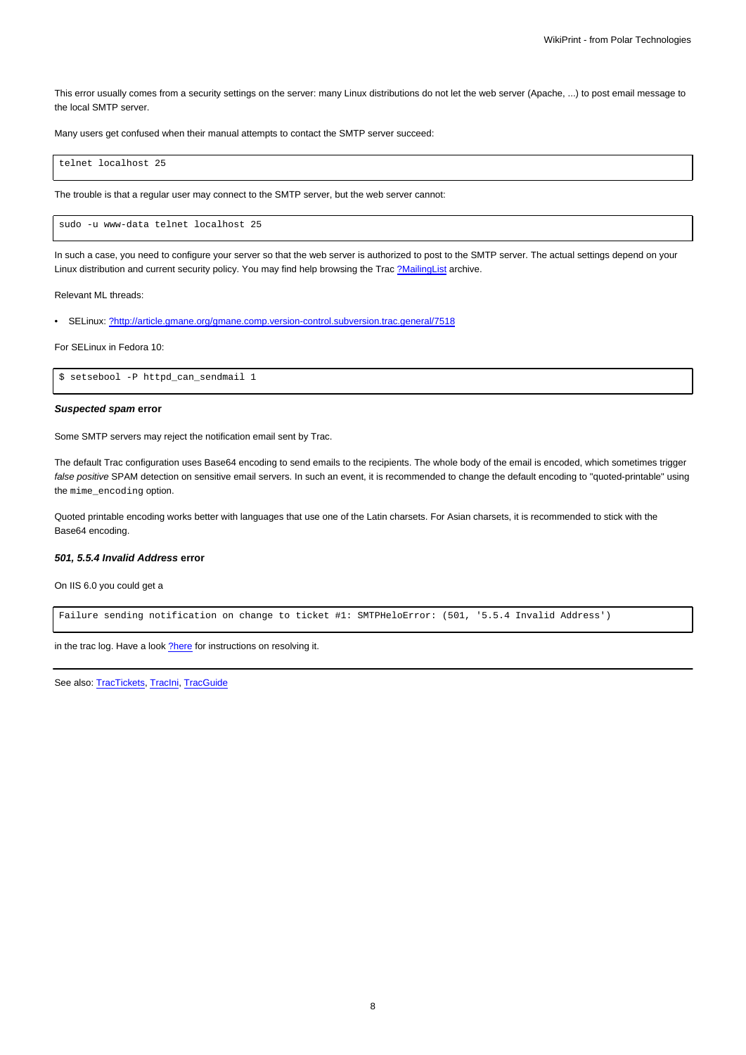This error usually comes from a security settings on the server: many Linux distributions do not let the web server (Apache, ...) to post email message to the local SMTP server.

Many users get confused when their manual attempts to contact the SMTP server succeed:

```
telnet localhost 25
```

The trouble is that a regular user may connect to the SMTP server, but the web server cannot:

```
sudo -u www-data telnet localhost 25
```

In such a case, you need to configure your server so that the web server is authorized to post to the SMTP server. The actual settings depend on your Linux distribution and current security policy. You may find help browsing the Trac ?MailingList archive.

Relevant ML threads:

- SELinux: ?http://article.gmane.org/gmane.comp.version-control.subversion.trac.general/7518

For SELinux in Fedora 10:

```
$ setsebool -P httpd_can_sendmail 1
```

#### *Suspected spam* error

Some SMTP servers may reject the notification email sent by Trac.

The default Trac configuration uses Base64 encoding to send emails to the recipients. The whole body of the email is encoded, which sometimes trigger *false positive* SPAM detection on sensitive email servers. In such an event, it is recommended to change the default encoding to "quoted-printable" using the `mime_encoding` option.

Quoted printable encoding works better with languages that use one of the Latin charsets. For Asian charsets, it is recommended to stick with the Base64 encoding.

#### *501, 5.5.4 Invalid Address* error

On IIS 6.0 you could get a

```
Failure sending notification on change to ticket #1: SMTPHeloError: (501, '5.5.4 Invalid Address')
```

in the trac log. Have a look ?here for instructions on resolving it.

---

See also: TracTickets, TracIni, TracGuide